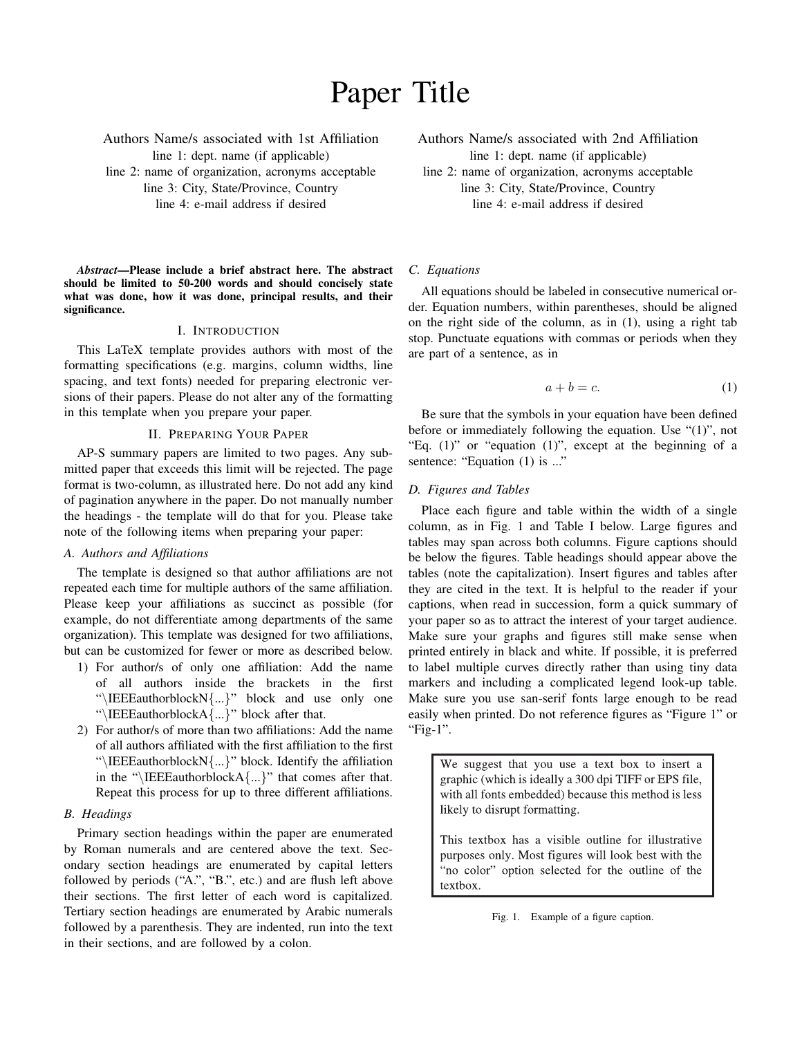# Paper Title

Authors Name/s associated with 1st Affiliation
line 1: dept. name (if applicable)
line 2: name of organization, acronyms acceptable
line 3: City, State/Province, Country
line 4: e-mail address if desired

Authors Name/s associated with 2nd Affiliation
line 1: dept. name (if applicable)
line 2: name of organization, acronyms acceptable
line 3: City, State/Province, Country
line 4: e-mail address if desired

***Abstract*—Please include a brief abstract here. The abstract should be limited to 50-200 words and should concisely state what was done, how it was done, principal results, and their significance.**

## I. Introduction

This LaTeX template provides authors with most of the formatting specifications (e.g. margins, column widths, line spacing, and text fonts) needed for preparing electronic versions of their papers. Please do not alter any of the formatting in this template when you prepare your paper.

## II. Preparing Your Paper

AP-S summary papers are limited to two pages. Any submitted paper that exceeds this limit will be rejected. The page format is two-column, as illustrated here. Do not add any kind of pagination anywhere in the paper. Do not manually number the headings - the template will do that for you. Please take note of the following items when preparing your paper:

### *A. Authors and Affiliations*

The template is designed so that author affiliations are not repeated each time for multiple authors of the same affiliation. Please keep your affiliations as succinct as possible (for example, do not differentiate among departments of the same organization). This template was designed for two affiliations, but can be customized for fewer or more as described below.

1) For author/s of only one affiliation: Add the name of all authors inside the brackets in the first "\IEEEauthorblockN{...}" block and use only one "\IEEEauthorblockA{...}" block after that.
2) For author/s of more than two affiliations: Add the name of all authors affiliated with the first affiliation to the first "\IEEEauthorblockN{...}" block. Identify the affiliation in the "\IEEEauthorblockA{...}" that comes after that. Repeat this process for up to three different affiliations.

### *B. Headings*

Primary section headings within the paper are enumerated by Roman numerals and are centered above the text. Secondary section headings are enumerated by capital letters followed by periods ("A.", "B.", etc.) and are flush left above their sections. The first letter of each word is capitalized. Tertiary section headings are enumerated by Arabic numerals followed by a parenthesis. They are indented, run into the text in their sections, and are followed by a colon.

### *C. Equations*

All equations should be labeled in consecutive numerical order. Equation numbers, within parentheses, should be aligned on the right side of the column, as in (1), using a right tab stop. Punctuate equations with commas or periods when they are part of a sentence, as in

$$a + b = c. \tag{1}$$

Be sure that the symbols in your equation have been defined before or immediately following the equation. Use "(1)", not "Eq. (1)" or "equation (1)", except at the beginning of a sentence: "Equation (1) is ..."

### *D. Figures and Tables*

Place each figure and table within the width of a single column, as in Fig. 1 and Table I below. Large figures and tables may span across both columns. Figure captions should be below the figures. Table headings should appear above the tables (note the capitalization). Insert figures and tables after they are cited in the text. It is helpful to the reader if your captions, when read in succession, form a quick summary of your paper so as to attract the interest of your target audience. Make sure your graphs and figures still make sense when printed entirely in black and white. If possible, it is preferred to label multiple curves directly rather than using tiny data markers and including a complicated legend look-up table. Make sure you use san-serif fonts large enough to be read easily when printed. Do not reference figures as "Figure 1" or "Fig-1".

We suggest that you use a text box to insert a graphic (which is ideally a 300 dpi TIFF or EPS file, with all fonts embedded) because this method is less likely to disrupt formatting.

This textbox has a visible outline for illustrative purposes only. Most figures will look best with the "no color" option selected for the outline of the textbox.

Fig. 1. Example of a figure caption.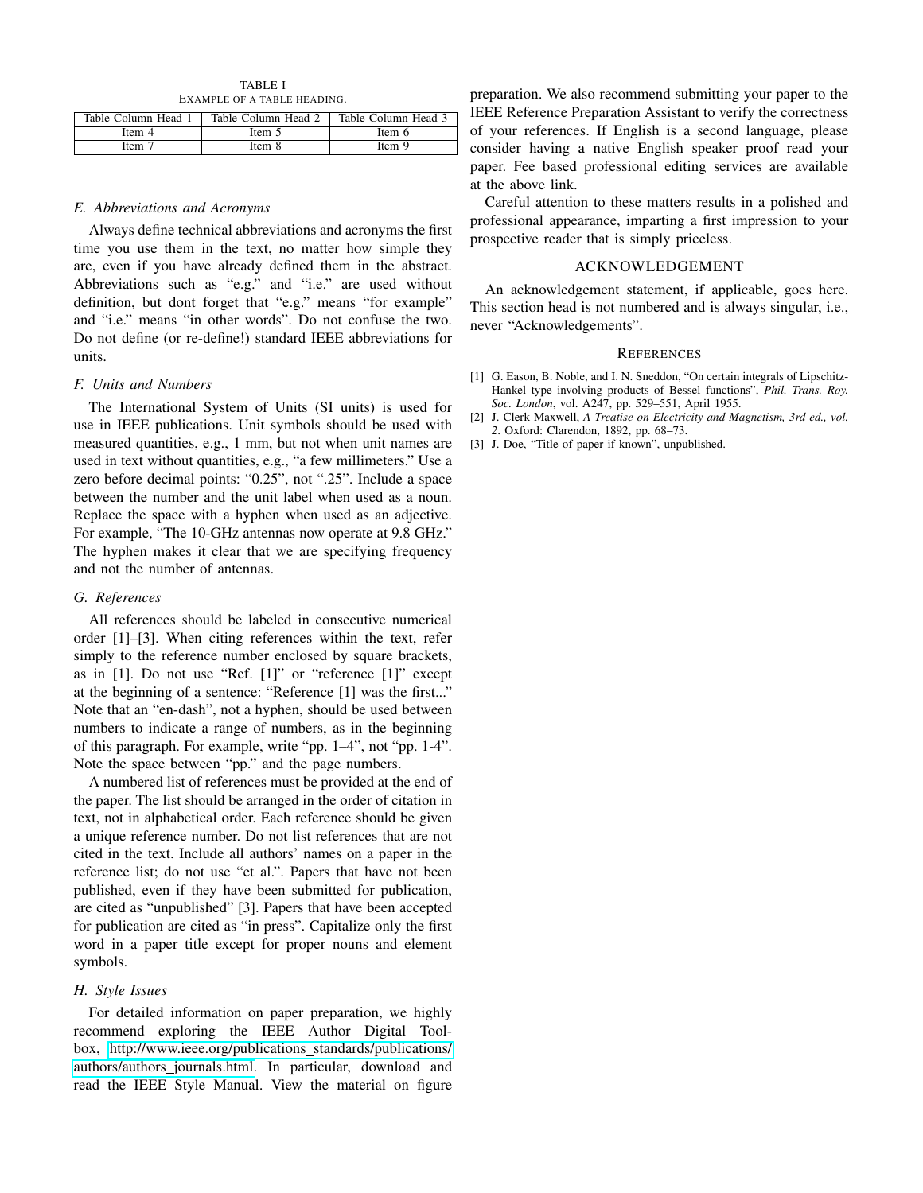TABLE I
EXAMPLE OF A TABLE HEADING.

| Table Column Head 1 | Table Column Head 2 | Table Column Head 3 |
|---|---|---|
| Item 4 | Item 5 | Item 6 |
| Item 7 | Item 8 | Item 9 |

### *E. Abbreviations and Acronyms*

Always define technical abbreviations and acronyms the first time you use them in the text, no matter how simple they are, even if you have already defined them in the abstract. Abbreviations such as "e.g." and "i.e." are used without definition, but dont forget that "e.g." means "for example" and "i.e." means "in other words". Do not confuse the two. Do not define (or re-define!) standard IEEE abbreviations for units.

### *F. Units and Numbers*

The International System of Units (SI units) is used for use in IEEE publications. Unit symbols should be used with measured quantities, e.g., 1 mm, but not when unit names are used in text without quantities, e.g., "a few millimeters." Use a zero before decimal points: "0.25", not ".25". Include a space between the number and the unit label when used as a noun. Replace the space with a hyphen when used as an adjective. For example, "The 10-GHz antennas now operate at 9.8 GHz." The hyphen makes it clear that we are specifying frequency and not the number of antennas.

### *G. References*

All references should be labeled in consecutive numerical order [1]–[3]. When citing references within the text, refer simply to the reference number enclosed by square brackets, as in [1]. Do not use "Ref. [1]" or "reference [1]" except at the beginning of a sentence: "Reference [1] was the first..." Note that an "en-dash", not a hyphen, should be used between numbers to indicate a range of numbers, as in the beginning of this paragraph. For example, write "pp. 1–4", not "pp. 1-4". Note the space between "pp." and the page numbers.

A numbered list of references must be provided at the end of the paper. The list should be arranged in the order of citation in text, not in alphabetical order. Each reference should be given a unique reference number. Do not list references that are not cited in the text. Include all authors' names on a paper in the reference list; do not use "et al.". Papers that have not been published, even if they have been submitted for publication, are cited as "unpublished" [3]. Papers that have been accepted for publication are cited as "in press". Capitalize only the first word in a paper title except for proper nouns and element symbols.

### *H. Style Issues*

For detailed information on paper preparation, we highly recommend exploring the IEEE Author Digital Toolbox, http://www.ieee.org/publications_standards/publications/authors/authors_journals.html. In particular, download and read the IEEE Style Manual. View the material on figure preparation. We also recommend submitting your paper to the IEEE Reference Preparation Assistant to verify the correctness of your references. If English is a second language, please consider having a native English speaker proof read your paper. Fee based professional editing services are available at the above link.

Careful attention to these matters results in a polished and professional appearance, imparting a first impression to your prospective reader that is simply priceless.

## ACKNOWLEDGEMENT

An acknowledgement statement, if applicable, goes here. This section head is not numbered and is always singular, i.e., never "Acknowledgements".

## REFERENCES

[1] G. Eason, B. Noble, and I. N. Sneddon, "On certain integrals of Lipschitz-Hankel type involving products of Bessel functions", *Phil. Trans. Roy. Soc. London*, vol. A247, pp. 529–551, April 1955.

[2] J. Clerk Maxwell, *A Treatise on Electricity and Magnetism, 3rd ed., vol. 2*. Oxford: Clarendon, 1892, pp. 68–73.

[3] J. Doe, "Title of paper if known", unpublished.